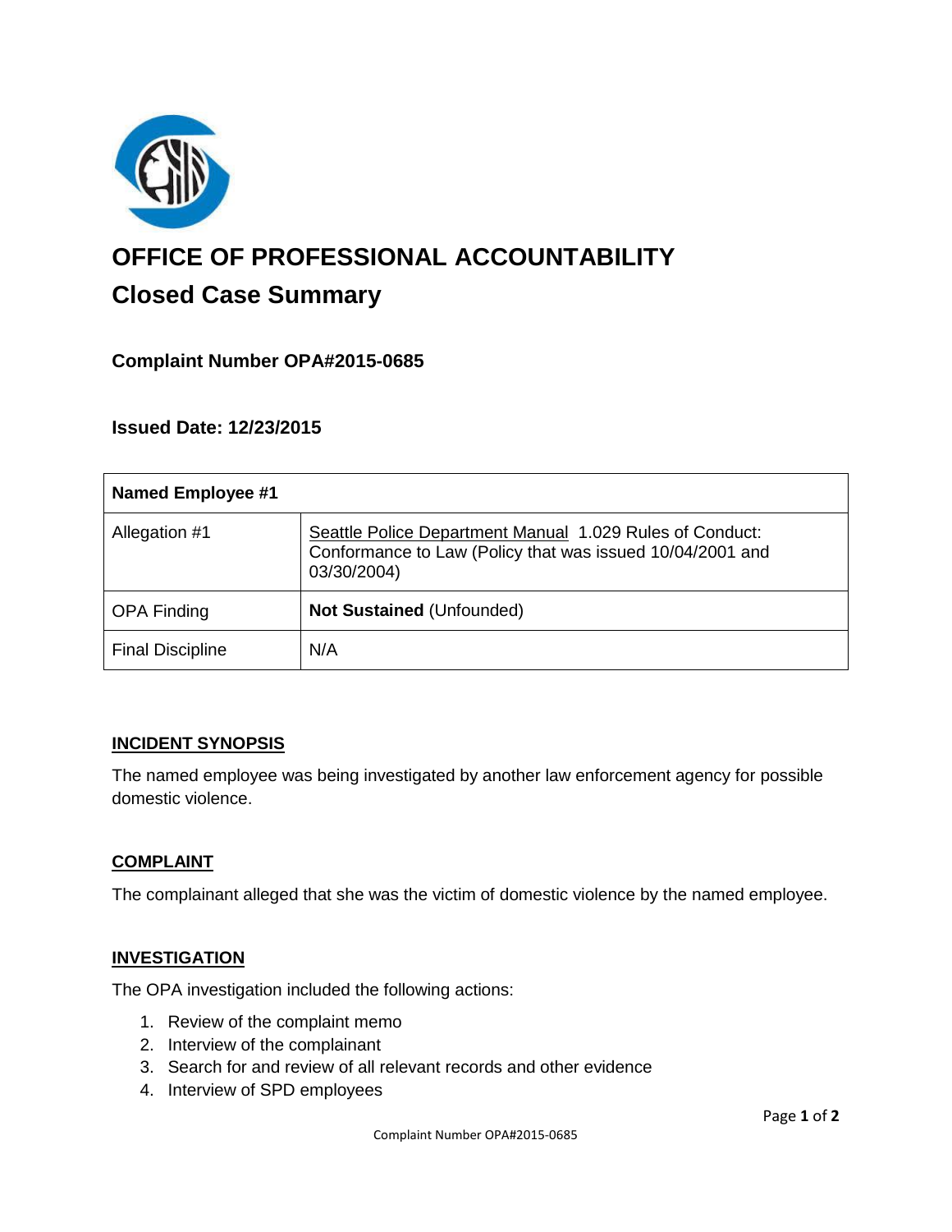# OFFICE OF PROFESSIONAL ACCOUNTABILITY

## Closed Case Summary

### Complaint Number OPA#2015-0685

### Issued Date: 12/23/2015

| Named Employee #1 | |
|---|---|
| Allegation #1 | Seattle Police Department Manual 1.029 Rules of Conduct: Conformance to Law (Policy that was issued 10/04/2001 and 03/30/2004) |
| OPA Finding | **Not Sustained** (Unfounded) |
| Final Discipline | N/A |

### INCIDENT SYNOPSIS

The named employee was being investigated by another law enforcement agency for possible domestic violence.

### COMPLAINT

The complainant alleged that she was the victim of domestic violence by the named employee.

### INVESTIGATION

The OPA investigation included the following actions:

1. Review of the complaint memo
2. Interview of the complainant
3. Search for and review of all relevant records and other evidence
4. Interview of SPD employees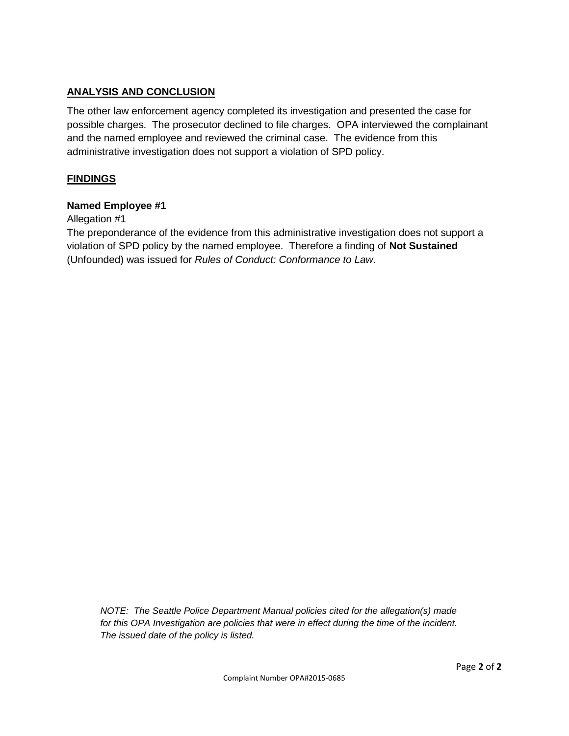## ANALYSIS AND CONCLUSION

The other law enforcement agency completed its investigation and presented the case for possible charges. The prosecutor declined to file charges. OPA interviewed the complainant and the named employee and reviewed the criminal case. The evidence from this administrative investigation does not support a violation of SPD policy.

## FINDINGS

**Named Employee #1**

Allegation #1

The preponderance of the evidence from this administrative investigation does not support a violation of SPD policy by the named employee. Therefore a finding of **Not Sustained** (Unfounded) was issued for *Rules of Conduct: Conformance to Law*.

*NOTE: The Seattle Police Department Manual policies cited for the allegation(s) made for this OPA Investigation are policies that were in effect during the time of the incident. The issued date of the policy is listed.*

Complaint Number OPA#2015-0685